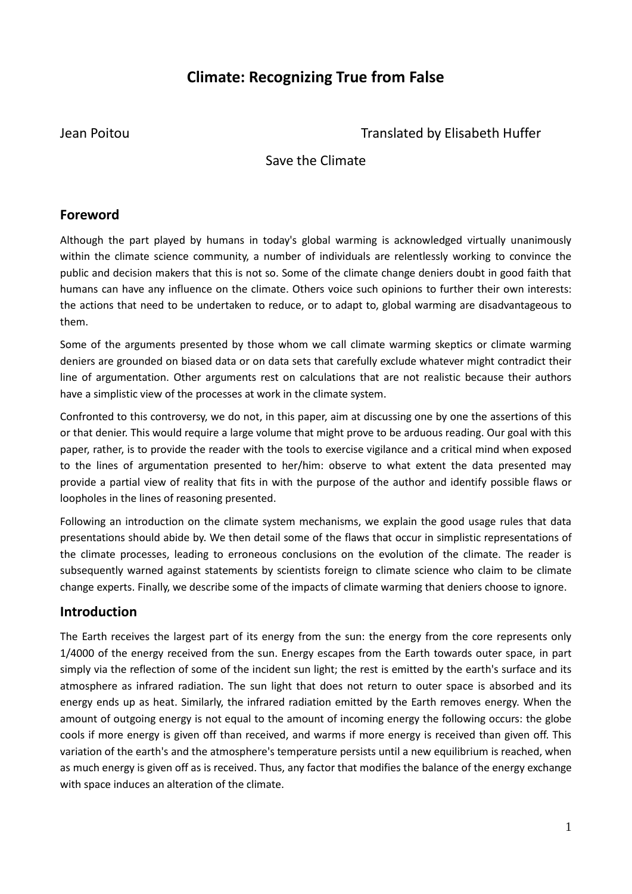# Climate: Recognizing True from False

Jean Poitou Translated by Elisabeth Huffer

Save the Climate

## Foreword

Although the part played by humans in today's global warming is acknowledged virtually unanimously within the climate science community, a number of individuals are relentlessly working to convince the public and decision makers that this is not so. Some of the climate change deniers doubt in good faith that humans can have any influence on the climate. Others voice such opinions to further their own interests: the actions that need to be undertaken to reduce, or to adapt to, global warming are disadvantageous to them.

Some of the arguments presented by those whom we call climate warming skeptics or climate warming deniers are grounded on biased data or on data sets that carefully exclude whatever might contradict their line of argumentation. Other arguments rest on calculations that are not realistic because their authors have a simplistic view of the processes at work in the climate system.

Confronted to this controversy, we do not, in this paper, aim at discussing one by one the assertions of this or that denier. This would require a large volume that might prove to be arduous reading. Our goal with this paper, rather, is to provide the reader with the tools to exercise vigilance and a critical mind when exposed to the lines of argumentation presented to her/him: observe to what extent the data presented may provide a partial view of reality that fits in with the purpose of the author and identify possible flaws or loopholes in the lines of reasoning presented.

Following an introduction on the climate system mechanisms, we explain the good usage rules that data presentations should abide by. We then detail some of the flaws that occur in simplistic representations of the climate processes, leading to erroneous conclusions on the evolution of the climate. The reader is subsequently warned against statements by scientists foreign to climate science who claim to be climate change experts. Finally, we describe some of the impacts of climate warming that deniers choose to ignore.

## Introduction

The Earth receives the largest part of its energy from the sun: the energy from the core represents only 1/4000 of the energy received from the sun. Energy escapes from the Earth towards outer space, in part simply via the reflection of some of the incident sun light; the rest is emitted by the earth's surface and its atmosphere as infrared radiation. The sun light that does not return to outer space is absorbed and its energy ends up as heat. Similarly, the infrared radiation emitted by the Earth removes energy. When the amount of outgoing energy is not equal to the amount of incoming energy the following occurs: the globe cools if more energy is given off than received, and warms if more energy is received than given off. This variation of the earth's and the atmosphere's temperature persists until a new equilibrium is reached, when as much energy is given off as is received. Thus, any factor that modifies the balance of the energy exchange with space induces an alteration of the climate.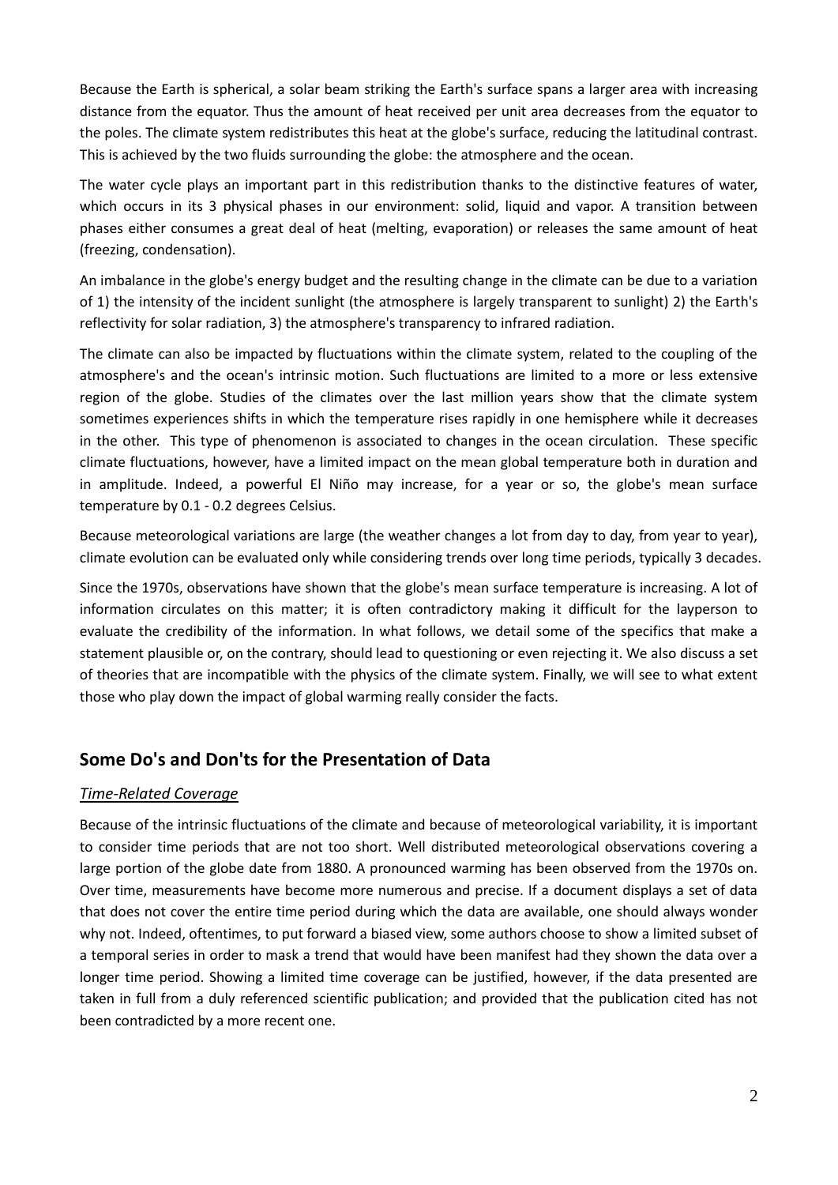Because the Earth is spherical, a solar beam striking the Earth's surface spans a larger area with increasing distance from the equator. Thus the amount of heat received per unit area decreases from the equator to the poles. The climate system redistributes this heat at the globe's surface, reducing the latitudinal contrast. This is achieved by the two fluids surrounding the globe: the atmosphere and the ocean.

The water cycle plays an important part in this redistribution thanks to the distinctive features of water, which occurs in its 3 physical phases in our environment: solid, liquid and vapor. A transition between phases either consumes a great deal of heat (melting, evaporation) or releases the same amount of heat (freezing, condensation).

An imbalance in the globe's energy budget and the resulting change in the climate can be due to a variation of 1) the intensity of the incident sunlight (the atmosphere is largely transparent to sunlight) 2) the Earth's reflectivity for solar radiation, 3) the atmosphere's transparency to infrared radiation.

The climate can also be impacted by fluctuations within the climate system, related to the coupling of the atmosphere's and the ocean's intrinsic motion. Such fluctuations are limited to a more or less extensive region of the globe. Studies of the climates over the last million years show that the climate system sometimes experiences shifts in which the temperature rises rapidly in one hemisphere while it decreases in the other. This type of phenomenon is associated to changes in the ocean circulation. These specific climate fluctuations, however, have a limited impact on the mean global temperature both in duration and in amplitude. Indeed, a powerful El Niño may increase, for a year or so, the globe's mean surface temperature by 0.1 - 0.2 degrees Celsius.

Because meteorological variations are large (the weather changes a lot from day to day, from year to year), climate evolution can be evaluated only while considering trends over long time periods, typically 3 decades.

Since the 1970s, observations have shown that the globe's mean surface temperature is increasing. A lot of information circulates on this matter; it is often contradictory making it difficult for the layperson to evaluate the credibility of the information. In what follows, we detail some of the specifics that make a statement plausible or, on the contrary, should lead to questioning or even rejecting it. We also discuss a set of theories that are incompatible with the physics of the climate system. Finally, we will see to what extent those who play down the impact of global warming really consider the facts.

## Some Do's and Don'ts for the Presentation of Data

### *Time-Related Coverage*

Because of the intrinsic fluctuations of the climate and because of meteorological variability, it is important to consider time periods that are not too short. Well distributed meteorological observations covering a large portion of the globe date from 1880. A pronounced warming has been observed from the 1970s on. Over time, measurements have become more numerous and precise. If a document displays a set of data that does not cover the entire time period during which the data are available, one should always wonder why not. Indeed, oftentimes, to put forward a biased view, some authors choose to show a limited subset of a temporal series in order to mask a trend that would have been manifest had they shown the data over a longer time period. Showing a limited time coverage can be justified, however, if the data presented are taken in full from a duly referenced scientific publication; and provided that the publication cited has not been contradicted by a more recent one.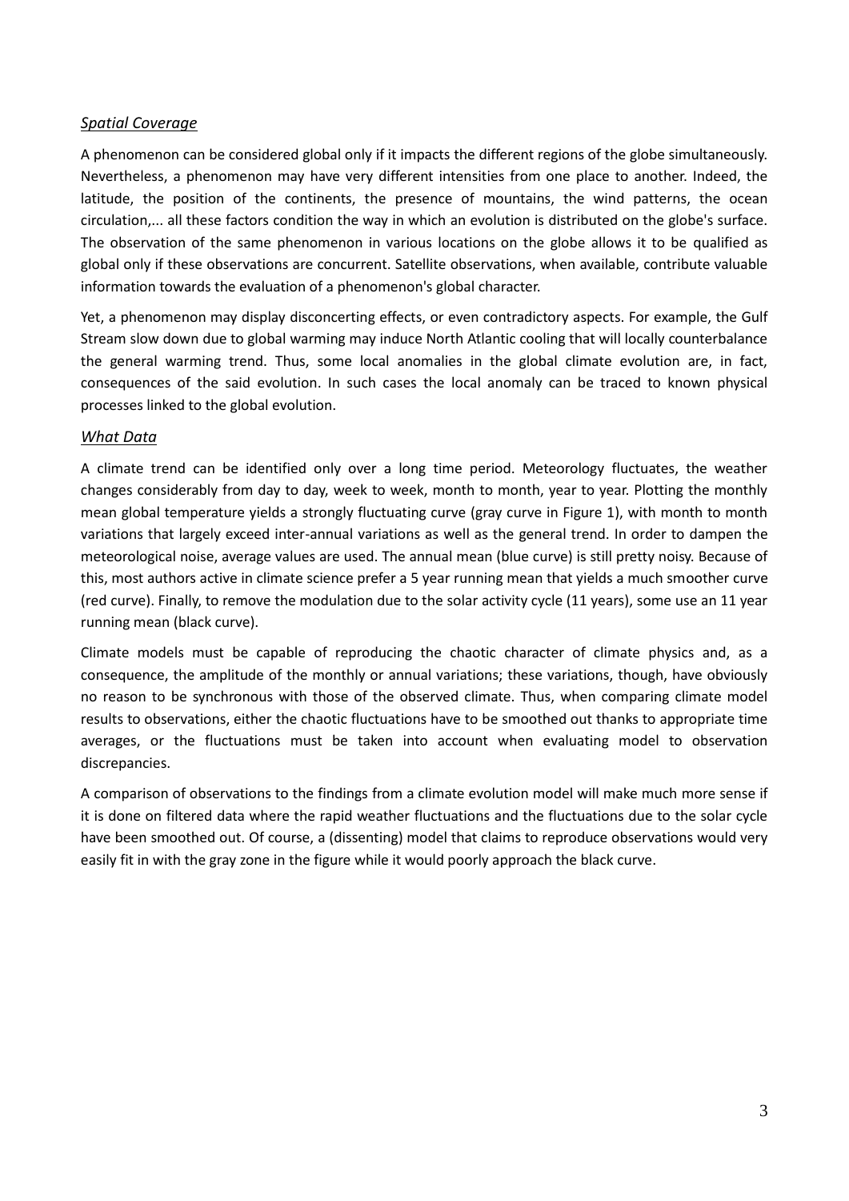### *Spatial Coverage*

A phenomenon can be considered global only if it impacts the different regions of the globe simultaneously. Nevertheless, a phenomenon may have very different intensities from one place to another. Indeed, the latitude, the position of the continents, the presence of mountains, the wind patterns, the ocean circulation,... all these factors condition the way in which an evolution is distributed on the globe's surface. The observation of the same phenomenon in various locations on the globe allows it to be qualified as global only if these observations are concurrent. Satellite observations, when available, contribute valuable information towards the evaluation of a phenomenon's global character.

Yet, a phenomenon may display disconcerting effects, or even contradictory aspects. For example, the Gulf Stream slow down due to global warming may induce North Atlantic cooling that will locally counterbalance the general warming trend. Thus, some local anomalies in the global climate evolution are, in fact, consequences of the said evolution. In such cases the local anomaly can be traced to known physical processes linked to the global evolution.

### *What Data*

A climate trend can be identified only over a long time period. Meteorology fluctuates, the weather changes considerably from day to day, week to week, month to month, year to year. Plotting the monthly mean global temperature yields a strongly fluctuating curve (gray curve in Figure 1), with month to month variations that largely exceed inter-annual variations as well as the general trend. In order to dampen the meteorological noise, average values are used. The annual mean (blue curve) is still pretty noisy. Because of this, most authors active in climate science prefer a 5 year running mean that yields a much smoother curve (red curve). Finally, to remove the modulation due to the solar activity cycle (11 years), some use an 11 year running mean (black curve).

Climate models must be capable of reproducing the chaotic character of climate physics and, as a consequence, the amplitude of the monthly or annual variations; these variations, though, have obviously no reason to be synchronous with those of the observed climate. Thus, when comparing climate model results to observations, either the chaotic fluctuations have to be smoothed out thanks to appropriate time averages, or the fluctuations must be taken into account when evaluating model to observation discrepancies.

A comparison of observations to the findings from a climate evolution model will make much more sense if it is done on filtered data where the rapid weather fluctuations and the fluctuations due to the solar cycle have been smoothed out. Of course, a (dissenting) model that claims to reproduce observations would very easily fit in with the gray zone in the figure while it would poorly approach the black curve.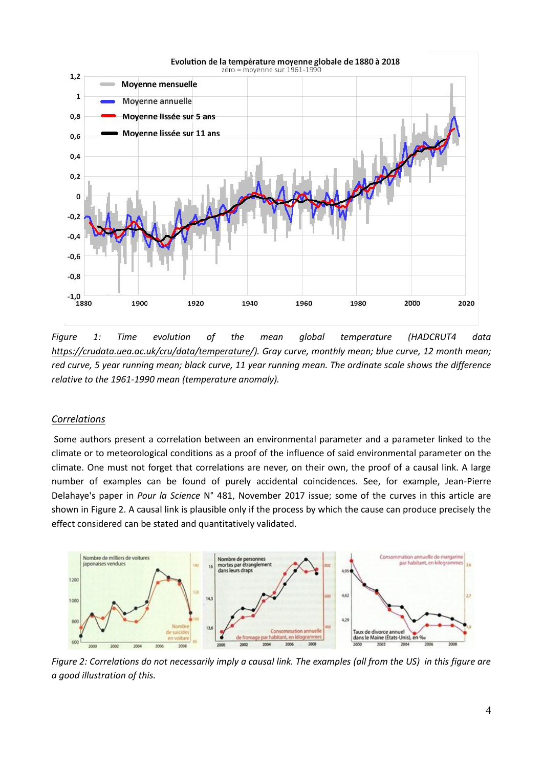*Figure 1: Time evolution of the mean global temperature (HADCRUT4 data https://crudata.uea.ac.uk/cru/data/temperature/). Gray curve, monthly mean; blue curve, 12 month mean; red curve, 5 year running mean; black curve, 11 year running mean. The ordinate scale shows the difference relative to the 1961-1990 mean (temperature anomaly).*

## Correlations

Some authors present a correlation between an environmental parameter and a parameter linked to the climate or to meteorological conditions as a proof of the influence of said environmental parameter on the climate. One must not forget that correlations are never, on their own, the proof of a causal link. A large number of examples can be found of purely accidental coincidences. See, for example, Jean-Pierre Delahaye's paper in *Pour la Science* N° 481, November 2017 issue; some of the curves in this article are shown in Figure 2. A causal link is plausible only if the process by which the cause can produce precisely the effect considered can be stated and quantitatively validated.

*Figure 2: Correlations do not necessarily imply a causal link. The examples (all from the US) in this figure are a good illustration of this.*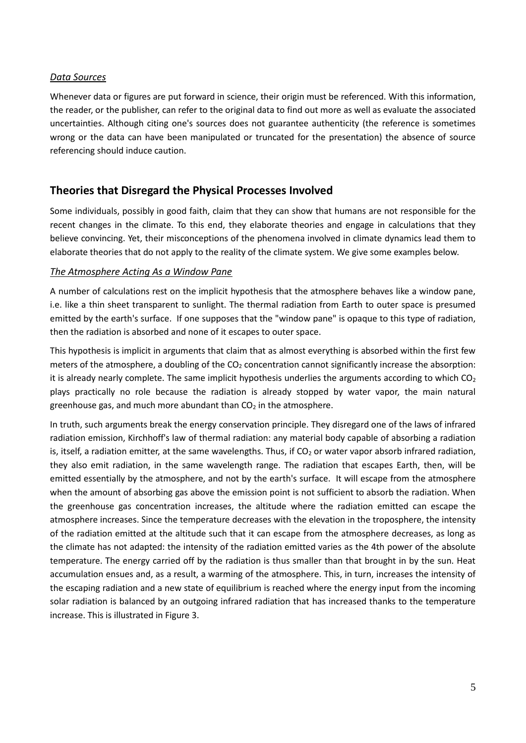*Data Sources*

Whenever data or figures are put forward in science, their origin must be referenced. With this information, the reader, or the publisher, can refer to the original data to find out more as well as evaluate the associated uncertainties. Although citing one's sources does not guarantee authenticity (the reference is sometimes wrong or the data can have been manipulated or truncated for the presentation) the absence of source referencing should induce caution.

## Theories that Disregard the Physical Processes Involved

Some individuals, possibly in good faith, claim that they can show that humans are not responsible for the recent changes in the climate. To this end, they elaborate theories and engage in calculations that they believe convincing. Yet, their misconceptions of the phenomena involved in climate dynamics lead them to elaborate theories that do not apply to the reality of the climate system. We give some examples below.

*The Atmosphere Acting As a Window Pane*

A number of calculations rest on the implicit hypothesis that the atmosphere behaves like a window pane, i.e. like a thin sheet transparent to sunlight. The thermal radiation from Earth to outer space is presumed emitted by the earth's surface. If one supposes that the "window pane" is opaque to this type of radiation, then the radiation is absorbed and none of it escapes to outer space.

This hypothesis is implicit in arguments that claim that as almost everything is absorbed within the first few meters of the atmosphere, a doubling of the $CO_2$ concentration cannot significantly increase the absorption: it is already nearly complete. The same implicit hypothesis underlies the arguments according to which $CO_2$ plays practically no role because the radiation is already stopped by water vapor, the main natural greenhouse gas, and much more abundant than $CO_2$ in the atmosphere.

In truth, such arguments break the energy conservation principle. They disregard one of the laws of infrared radiation emission, Kirchhoff's law of thermal radiation: any material body capable of absorbing a radiation is, itself, a radiation emitter, at the same wavelengths. Thus, if $CO_2$ or water vapor absorb infrared radiation, they also emit radiation, in the same wavelength range. The radiation that escapes Earth, then, will be emitted essentially by the atmosphere, and not by the earth's surface. It will escape from the atmosphere when the amount of absorbing gas above the emission point is not sufficient to absorb the radiation. When the greenhouse gas concentration increases, the altitude where the radiation emitted can escape the atmosphere increases. Since the temperature decreases with the elevation in the troposphere, the intensity of the radiation emitted at the altitude such that it can escape from the atmosphere decreases, as long as the climate has not adapted: the intensity of the radiation emitted varies as the 4th power of the absolute temperature. The energy carried off by the radiation is thus smaller than that brought in by the sun. Heat accumulation ensues and, as a result, a warming of the atmosphere. This, in turn, increases the intensity of the escaping radiation and a new state of equilibrium is reached where the energy input from the incoming solar radiation is balanced by an outgoing infrared radiation that has increased thanks to the temperature increase. This is illustrated in Figure 3.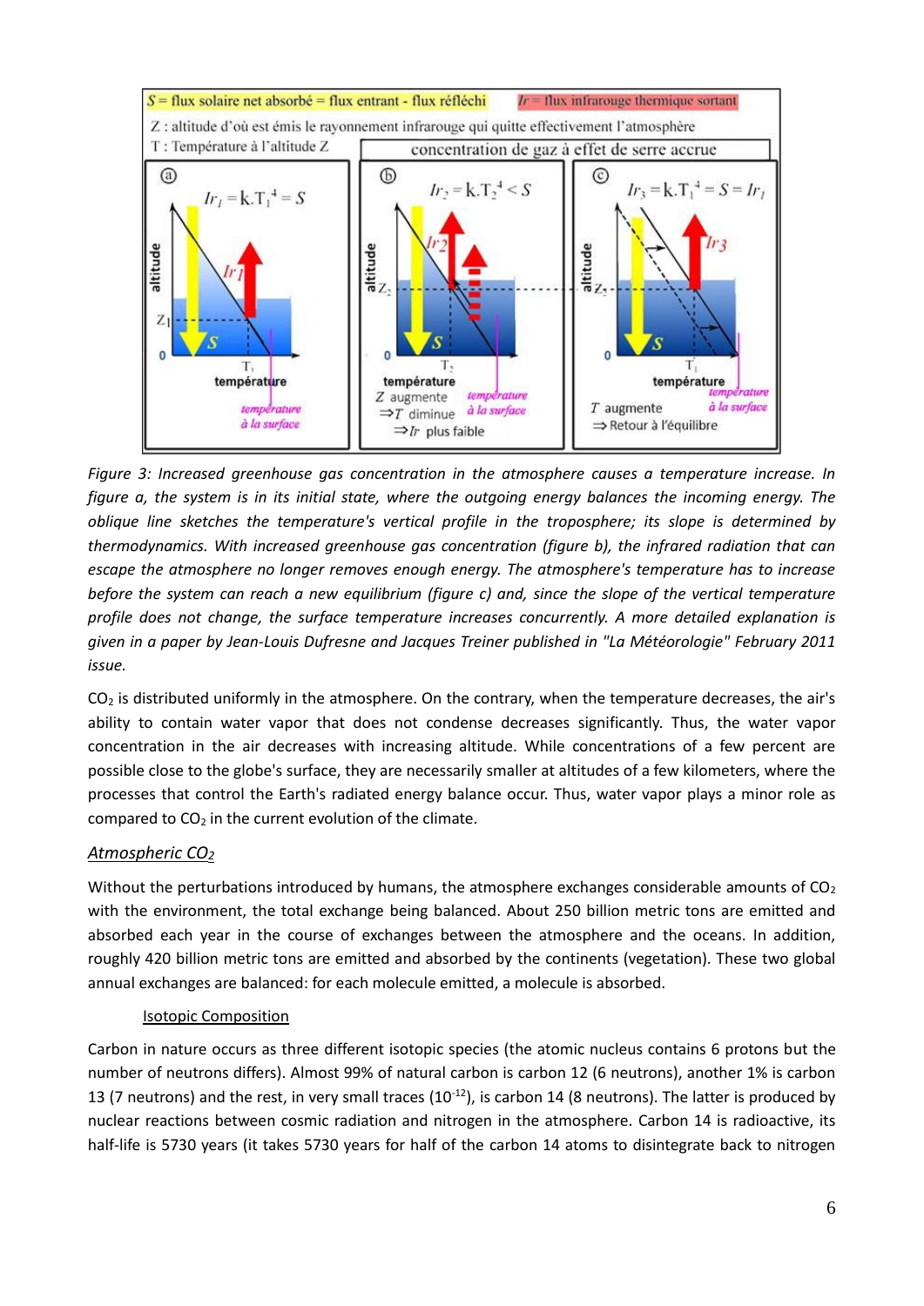*Figure 3: Increased greenhouse gas concentration in the atmosphere causes a temperature increase. In figure a, the system is in its initial state, where the outgoing energy balances the incoming energy. The oblique line sketches the temperature's vertical profile in the troposphere; its slope is determined by thermodynamics. With increased greenhouse gas concentration (figure b), the infrared radiation that can escape the atmosphere no longer removes enough energy. The atmosphere's temperature has to increase before the system can reach a new equilibrium (figure c) and, since the slope of the vertical temperature profile does not change, the surface temperature increases concurrently. A more detailed explanation is given in a paper by Jean-Louis Dufresne and Jacques Treiner published in "La Météorologie" February 2011 issue.*

$CO_2$ is distributed uniformly in the atmosphere. On the contrary, when the temperature decreases, the air's ability to contain water vapor that does not condense decreases significantly. Thus, the water vapor concentration in the air decreases with increasing altitude. While concentrations of a few percent are possible close to the globe's surface, they are necessarily smaller at altitudes of a few kilometers, where the processes that control the Earth's radiated energy balance occur. Thus, water vapor plays a minor role as compared to $CO_2$ in the current evolution of the climate.

## *Atmospheric $CO_2$*

Without the perturbations introduced by humans, the atmosphere exchanges considerable amounts of $CO_2$ with the environment, the total exchange being balanced. About 250 billion metric tons are emitted and absorbed each year in the course of exchanges between the atmosphere and the oceans. In addition, roughly 420 billion metric tons are emitted and absorbed by the continents (vegetation). These two global annual exchanges are balanced: for each molecule emitted, a molecule is absorbed.

### Isotopic Composition

Carbon in nature occurs as three different isotopic species (the atomic nucleus contains 6 protons but the number of neutrons differs). Almost 99% of natural carbon is carbon 12 (6 neutrons), another 1% is carbon 13 (7 neutrons) and the rest, in very small traces ($10^{-12}$), is carbon 14 (8 neutrons). The latter is produced by nuclear reactions between cosmic radiation and nitrogen in the atmosphere. Carbon 14 is radioactive, its half-life is 5730 years (it takes 5730 years for half of the carbon 14 atoms to disintegrate back to nitrogen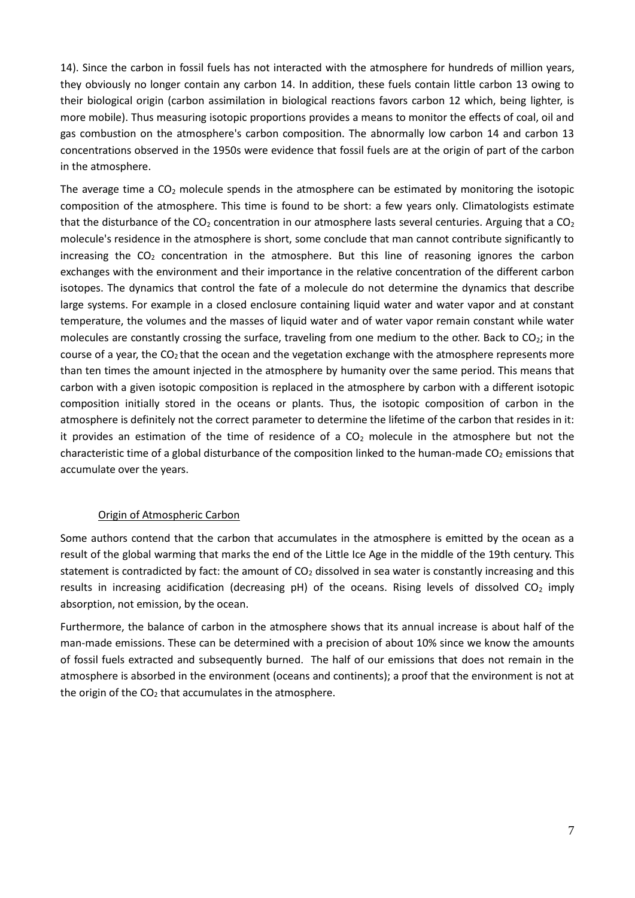14). Since the carbon in fossil fuels has not interacted with the atmosphere for hundreds of million years, they obviously no longer contain any carbon 14. In addition, these fuels contain little carbon 13 owing to their biological origin (carbon assimilation in biological reactions favors carbon 12 which, being lighter, is more mobile). Thus measuring isotopic proportions provides a means to monitor the effects of coal, oil and gas combustion on the atmosphere's carbon composition. The abnormally low carbon 14 and carbon 13 concentrations observed in the 1950s were evidence that fossil fuels are at the origin of part of the carbon in the atmosphere.

The average time a $CO_2$ molecule spends in the atmosphere can be estimated by monitoring the isotopic composition of the atmosphere. This time is found to be short: a few years only. Climatologists estimate that the disturbance of the $CO_2$ concentration in our atmosphere lasts several centuries. Arguing that a $CO_2$ molecule's residence in the atmosphere is short, some conclude that man cannot contribute significantly to increasing the $CO_2$ concentration in the atmosphere. But this line of reasoning ignores the carbon exchanges with the environment and their importance in the relative concentration of the different carbon isotopes. The dynamics that control the fate of a molecule do not determine the dynamics that describe large systems. For example in a closed enclosure containing liquid water and water vapor and at constant temperature, the volumes and the masses of liquid water and of water vapor remain constant while water molecules are constantly crossing the surface, traveling from one medium to the other. Back to $CO_2$; in the course of a year, the $CO_2$ that the ocean and the vegetation exchange with the atmosphere represents more than ten times the amount injected in the atmosphere by humanity over the same period. This means that carbon with a given isotopic composition is replaced in the atmosphere by carbon with a different isotopic composition initially stored in the oceans or plants. Thus, the isotopic composition of carbon in the atmosphere is definitely not the correct parameter to determine the lifetime of the carbon that resides in it: it provides an estimation of the time of residence of a $CO_2$ molecule in the atmosphere but not the characteristic time of a global disturbance of the composition linked to the human-made $CO_2$ emissions that accumulate over the years.

### Origin of Atmospheric Carbon

Some authors contend that the carbon that accumulates in the atmosphere is emitted by the ocean as a result of the global warming that marks the end of the Little Ice Age in the middle of the 19th century. This statement is contradicted by fact: the amount of $CO_2$ dissolved in sea water is constantly increasing and this results in increasing acidification (decreasing pH) of the oceans. Rising levels of dissolved $CO_2$ imply absorption, not emission, by the ocean.

Furthermore, the balance of carbon in the atmosphere shows that its annual increase is about half of the man-made emissions. These can be determined with a precision of about 10% since we know the amounts of fossil fuels extracted and subsequently burned. The half of our emissions that does not remain in the atmosphere is absorbed in the environment (oceans and continents); a proof that the environment is not at the origin of the $CO_2$ that accumulates in the atmosphere.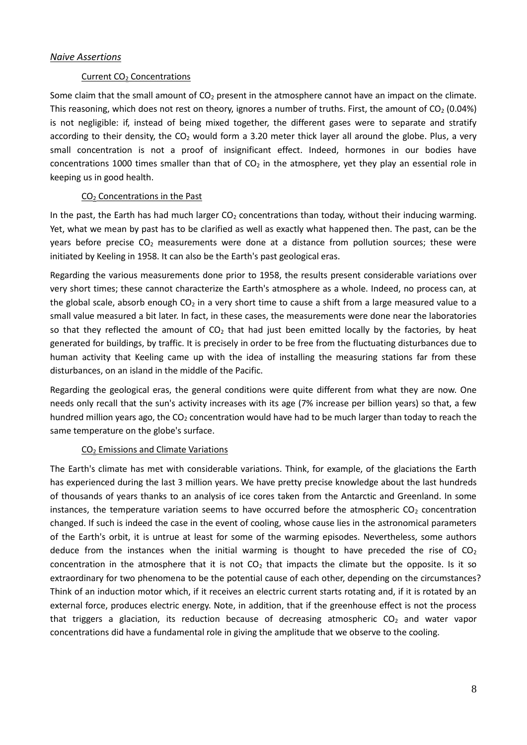## *Naive Assertions*

### Current $CO_2$ Concentrations

Some claim that the small amount of $CO_2$ present in the atmosphere cannot have an impact on the climate. This reasoning, which does not rest on theory, ignores a number of truths. First, the amount of $CO_2$ (0.04%) is not negligible: if, instead of being mixed together, the different gases were to separate and stratify according to their density, the $CO_2$ would form a 3.20 meter thick layer all around the globe. Plus, a very small concentration is not a proof of insignificant effect. Indeed, hormones in our bodies have concentrations 1000 times smaller than that of $CO_2$ in the atmosphere, yet they play an essential role in keeping us in good health.

### $CO_2$ Concentrations in the Past

In the past, the Earth has had much larger $CO_2$ concentrations than today, without their inducing warming. Yet, what we mean by past has to be clarified as well as exactly what happened then. The past, can be the years before precise $CO_2$ measurements were done at a distance from pollution sources; these were initiated by Keeling in 1958. It can also be the Earth's past geological eras.

Regarding the various measurements done prior to 1958, the results present considerable variations over very short times; these cannot characterize the Earth's atmosphere as a whole. Indeed, no process can, at the global scale, absorb enough $CO_2$ in a very short time to cause a shift from a large measured value to a small value measured a bit later. In fact, in these cases, the measurements were done near the laboratories so that they reflected the amount of $CO_2$ that had just been emitted locally by the factories, by heat generated for buildings, by traffic. It is precisely in order to be free from the fluctuating disturbances due to human activity that Keeling came up with the idea of installing the measuring stations far from these disturbances, on an island in the middle of the Pacific.

Regarding the geological eras, the general conditions were quite different from what they are now. One needs only recall that the sun's activity increases with its age (7% increase per billion years) so that, a few hundred million years ago, the $CO_2$ concentration would have had to be much larger than today to reach the same temperature on the globe's surface.

### $CO_2$ Emissions and Climate Variations

The Earth's climate has met with considerable variations. Think, for example, of the glaciations the Earth has experienced during the last 3 million years. We have pretty precise knowledge about the last hundreds of thousands of years thanks to an analysis of ice cores taken from the Antarctic and Greenland. In some instances, the temperature variation seems to have occurred before the atmospheric $CO_2$ concentration changed. If such is indeed the case in the event of cooling, whose cause lies in the astronomical parameters of the Earth's orbit, it is untrue at least for some of the warming episodes. Nevertheless, some authors deduce from the instances when the initial warming is thought to have preceded the rise of $CO_2$ concentration in the atmosphere that it is not $CO_2$ that impacts the climate but the opposite. Is it so extraordinary for two phenomena to be the potential cause of each other, depending on the circumstances? Think of an induction motor which, if it receives an electric current starts rotating and, if it is rotated by an external force, produces electric energy. Note, in addition, that if the greenhouse effect is not the process that triggers a glaciation, its reduction because of decreasing atmospheric $CO_2$ and water vapor concentrations did have a fundamental role in giving the amplitude that we observe to the cooling.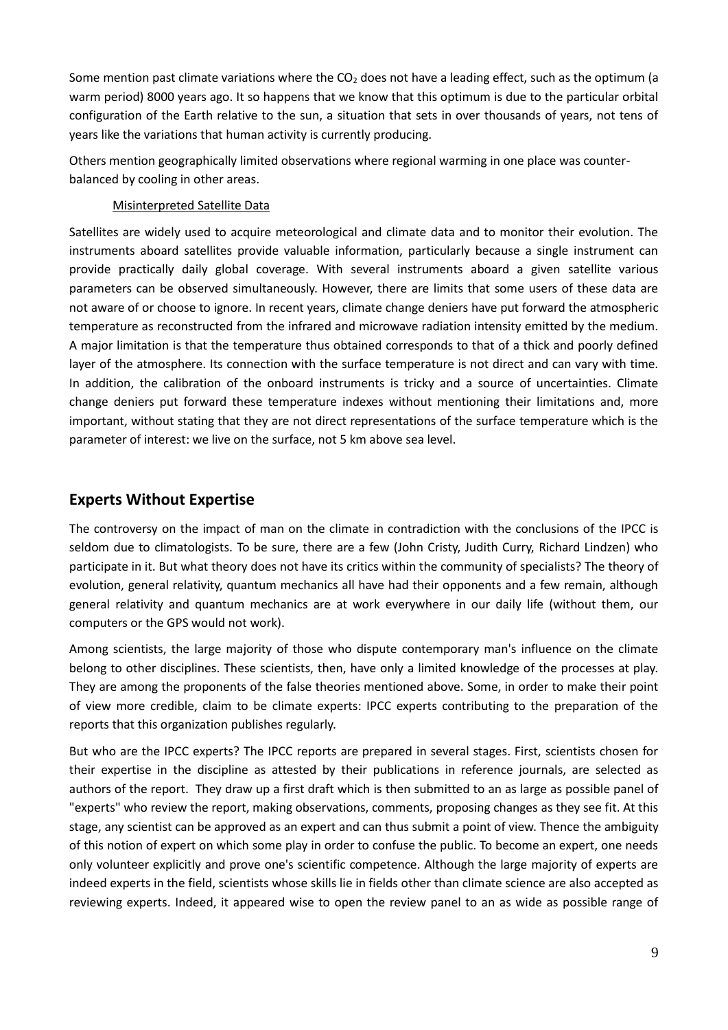Some mention past climate variations where the $CO_2$ does not have a leading effect, such as the optimum (a warm period) 8000 years ago. It so happens that we know that this optimum is due to the particular orbital configuration of the Earth relative to the sun, a situation that sets in over thousands of years, not tens of years like the variations that human activity is currently producing.

Others mention geographically limited observations where regional warming in one place was counter-balanced by cooling in other areas.

<u>Misinterpreted Satellite Data</u>

Satellites are widely used to acquire meteorological and climate data and to monitor their evolution. The instruments aboard satellites provide valuable information, particularly because a single instrument can provide practically daily global coverage. With several instruments aboard a given satellite various parameters can be observed simultaneously. However, there are limits that some users of these data are not aware of or choose to ignore. In recent years, climate change deniers have put forward the atmospheric temperature as reconstructed from the infrared and microwave radiation intensity emitted by the medium. A major limitation is that the temperature thus obtained corresponds to that of a thick and poorly defined layer of the atmosphere. Its connection with the surface temperature is not direct and can vary with time. In addition, the calibration of the onboard instruments is tricky and a source of uncertainties. Climate change deniers put forward these temperature indexes without mentioning their limitations and, more important, without stating that they are not direct representations of the surface temperature which is the parameter of interest: we live on the surface, not 5 km above sea level.

## Experts Without Expertise

The controversy on the impact of man on the climate in contradiction with the conclusions of the IPCC is seldom due to climatologists. To be sure, there are a few (John Cristy, Judith Curry, Richard Lindzen) who participate in it. But what theory does not have its critics within the community of specialists? The theory of evolution, general relativity, quantum mechanics all have had their opponents and a few remain, although general relativity and quantum mechanics are at work everywhere in our daily life (without them, our computers or the GPS would not work).

Among scientists, the large majority of those who dispute contemporary man's influence on the climate belong to other disciplines. These scientists, then, have only a limited knowledge of the processes at play. They are among the proponents of the false theories mentioned above. Some, in order to make their point of view more credible, claim to be climate experts: IPCC experts contributing to the preparation of the reports that this organization publishes regularly.

But who are the IPCC experts? The IPCC reports are prepared in several stages. First, scientists chosen for their expertise in the discipline as attested by their publications in reference journals, are selected as authors of the report. They draw up a first draft which is then submitted to an as large as possible panel of "experts" who review the report, making observations, comments, proposing changes as they see fit. At this stage, any scientist can be approved as an expert and can thus submit a point of view. Thence the ambiguity of this notion of expert on which some play in order to confuse the public. To become an expert, one needs only volunteer explicitly and prove one's scientific competence. Although the large majority of experts are indeed experts in the field, scientists whose skills lie in fields other than climate science are also accepted as reviewing experts. Indeed, it appeared wise to open the review panel to an as wide as possible range of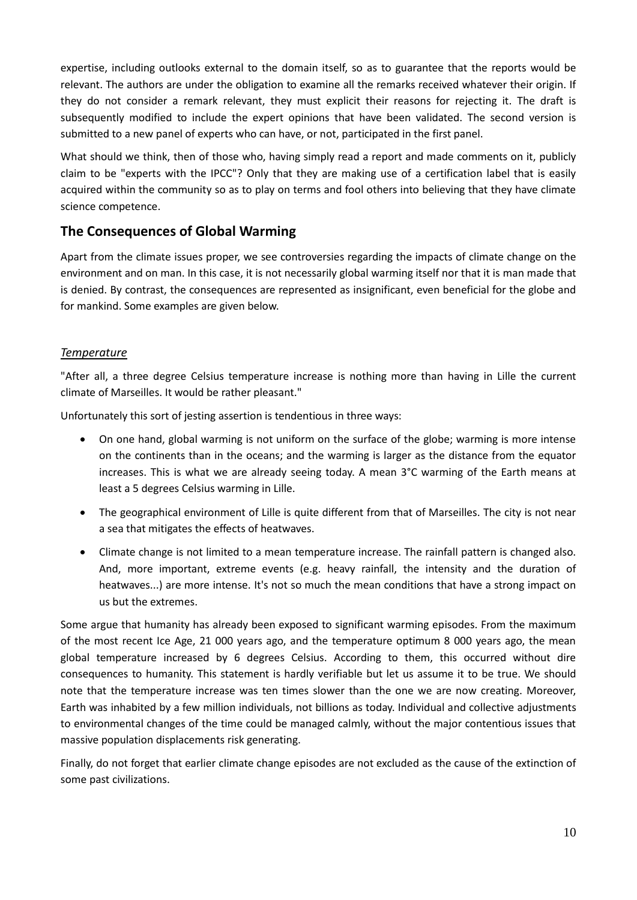expertise, including outlooks external to the domain itself, so as to guarantee that the reports would be relevant. The authors are under the obligation to examine all the remarks received whatever their origin. If they do not consider a remark relevant, they must explicit their reasons for rejecting it. The draft is subsequently modified to include the expert opinions that have been validated. The second version is submitted to a new panel of experts who can have, or not, participated in the first panel.

What should we think, then of those who, having simply read a report and made comments on it, publicly claim to be "experts with the IPCC"? Only that they are making use of a certification label that is easily acquired within the community so as to play on terms and fool others into believing that they have climate science competence.

## The Consequences of Global Warming

Apart from the climate issues proper, we see controversies regarding the impacts of climate change on the environment and on man. In this case, it is not necessarily global warming itself nor that it is man made that is denied. By contrast, the consequences are represented as insignificant, even beneficial for the globe and for mankind. Some examples are given below.

### *Temperature*

"After all, a three degree Celsius temperature increase is nothing more than having in Lille the current climate of Marseilles. It would be rather pleasant."

Unfortunately this sort of jesting assertion is tendentious in three ways:

- On one hand, global warming is not uniform on the surface of the globe; warming is more intense on the continents than in the oceans; and the warming is larger as the distance from the equator increases. This is what we are already seeing today. A mean 3°C warming of the Earth means at least a 5 degrees Celsius warming in Lille.
- The geographical environment of Lille is quite different from that of Marseilles. The city is not near a sea that mitigates the effects of heatwaves.
- Climate change is not limited to a mean temperature increase. The rainfall pattern is changed also. And, more important, extreme events (e.g. heavy rainfall, the intensity and the duration of heatwaves...) are more intense. It's not so much the mean conditions that have a strong impact on us but the extremes.

Some argue that humanity has already been exposed to significant warming episodes. From the maximum of the most recent Ice Age, 21 000 years ago, and the temperature optimum 8 000 years ago, the mean global temperature increased by 6 degrees Celsius. According to them, this occurred without dire consequences to humanity. This statement is hardly verifiable but let us assume it to be true. We should note that the temperature increase was ten times slower than the one we are now creating. Moreover, Earth was inhabited by a few million individuals, not billions as today. Individual and collective adjustments to environmental changes of the time could be managed calmly, without the major contentious issues that massive population displacements risk generating.

Finally, do not forget that earlier climate change episodes are not excluded as the cause of the extinction of some past civilizations.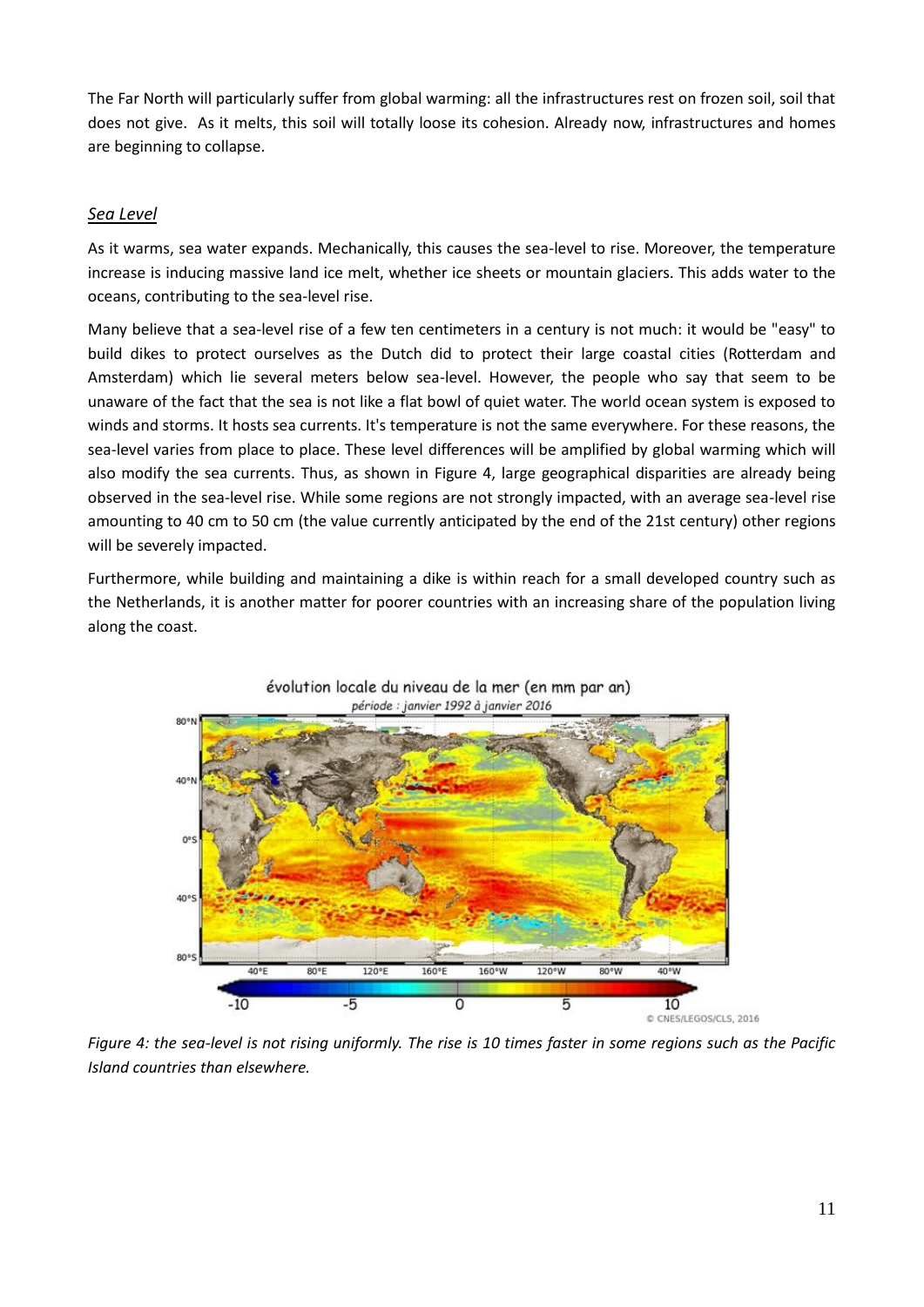The Far North will particularly suffer from global warming: all the infrastructures rest on frozen soil, soil that does not give. As it melts, this soil will totally loose its cohesion. Already now, infrastructures and homes are beginning to collapse.

*Sea Level*

As it warms, sea water expands. Mechanically, this causes the sea-level to rise. Moreover, the temperature increase is inducing massive land ice melt, whether ice sheets or mountain glaciers. This adds water to the oceans, contributing to the sea-level rise.

Many believe that a sea-level rise of a few ten centimeters in a century is not much: it would be "easy" to build dikes to protect ourselves as the Dutch did to protect their large coastal cities (Rotterdam and Amsterdam) which lie several meters below sea-level. However, the people who say that seem to be unaware of the fact that the sea is not like a flat bowl of quiet water. The world ocean system is exposed to winds and storms. It hosts sea currents. It's temperature is not the same everywhere. For these reasons, the sea-level varies from place to place. These level differences will be amplified by global warming which will also modify the sea currents. Thus, as shown in Figure 4, large geographical disparities are already being observed in the sea-level rise. While some regions are not strongly impacted, with an average sea-level rise amounting to 40 cm to 50 cm (the value currently anticipated by the end of the 21st century) other regions will be severely impacted.

Furthermore, while building and maintaining a dike is within reach for a small developed country such as the Netherlands, it is another matter for poorer countries with an increasing share of the population living along the coast.

*Figure 4: the sea-level is not rising uniformly. The rise is 10 times faster in some regions such as the Pacific Island countries than elsewhere.*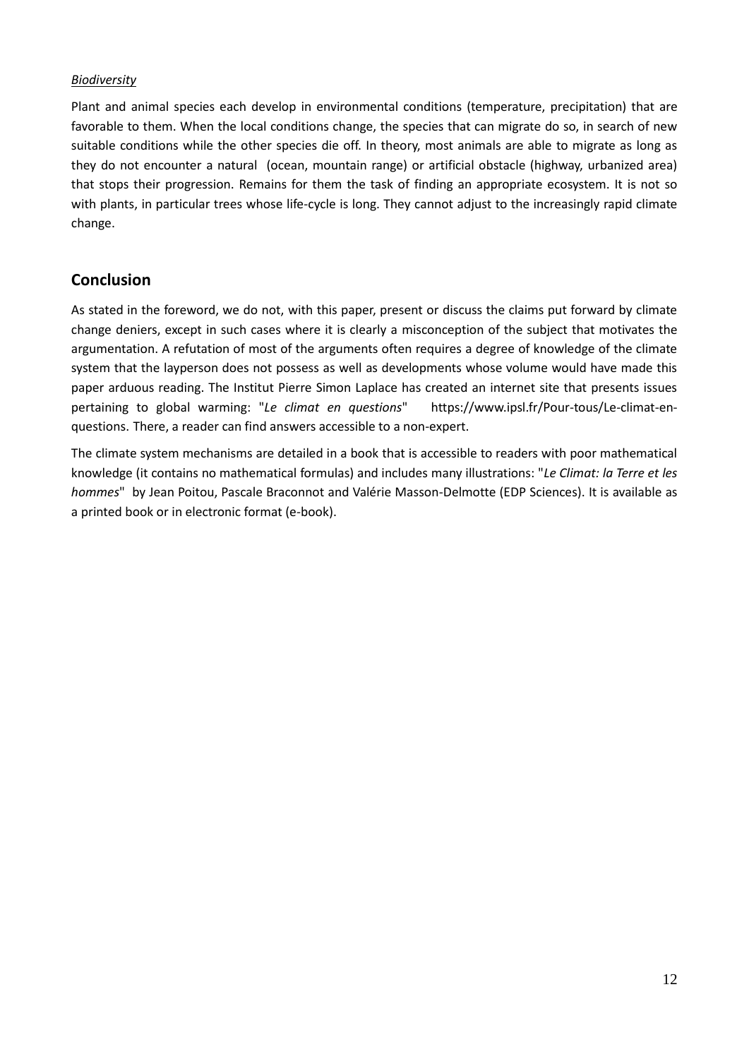*Biodiversity*

Plant and animal species each develop in environmental conditions (temperature, precipitation) that are favorable to them. When the local conditions change, the species that can migrate do so, in search of new suitable conditions while the other species die off. In theory, most animals are able to migrate as long as they do not encounter a natural (ocean, mountain range) or artificial obstacle (highway, urbanized area) that stops their progression. Remains for them the task of finding an appropriate ecosystem. It is not so with plants, in particular trees whose life-cycle is long. They cannot adjust to the increasingly rapid climate change.

## Conclusion

As stated in the foreword, we do not, with this paper, present or discuss the claims put forward by climate change deniers, except in such cases where it is clearly a misconception of the subject that motivates the argumentation. A refutation of most of the arguments often requires a degree of knowledge of the climate system that the layperson does not possess as well as developments whose volume would have made this paper arduous reading. The Institut Pierre Simon Laplace has created an internet site that presents issues pertaining to global warming: "*Le climat en questions*" https://www.ipsl.fr/Pour-tous/Le-climat-en-questions. There, a reader can find answers accessible to a non-expert.

The climate system mechanisms are detailed in a book that is accessible to readers with poor mathematical knowledge (it contains no mathematical formulas) and includes many illustrations: "*Le Climat: la Terre et les hommes*" by Jean Poitou, Pascale Braconnot and Valérie Masson-Delmotte (EDP Sciences). It is available as a printed book or in electronic format (e-book).